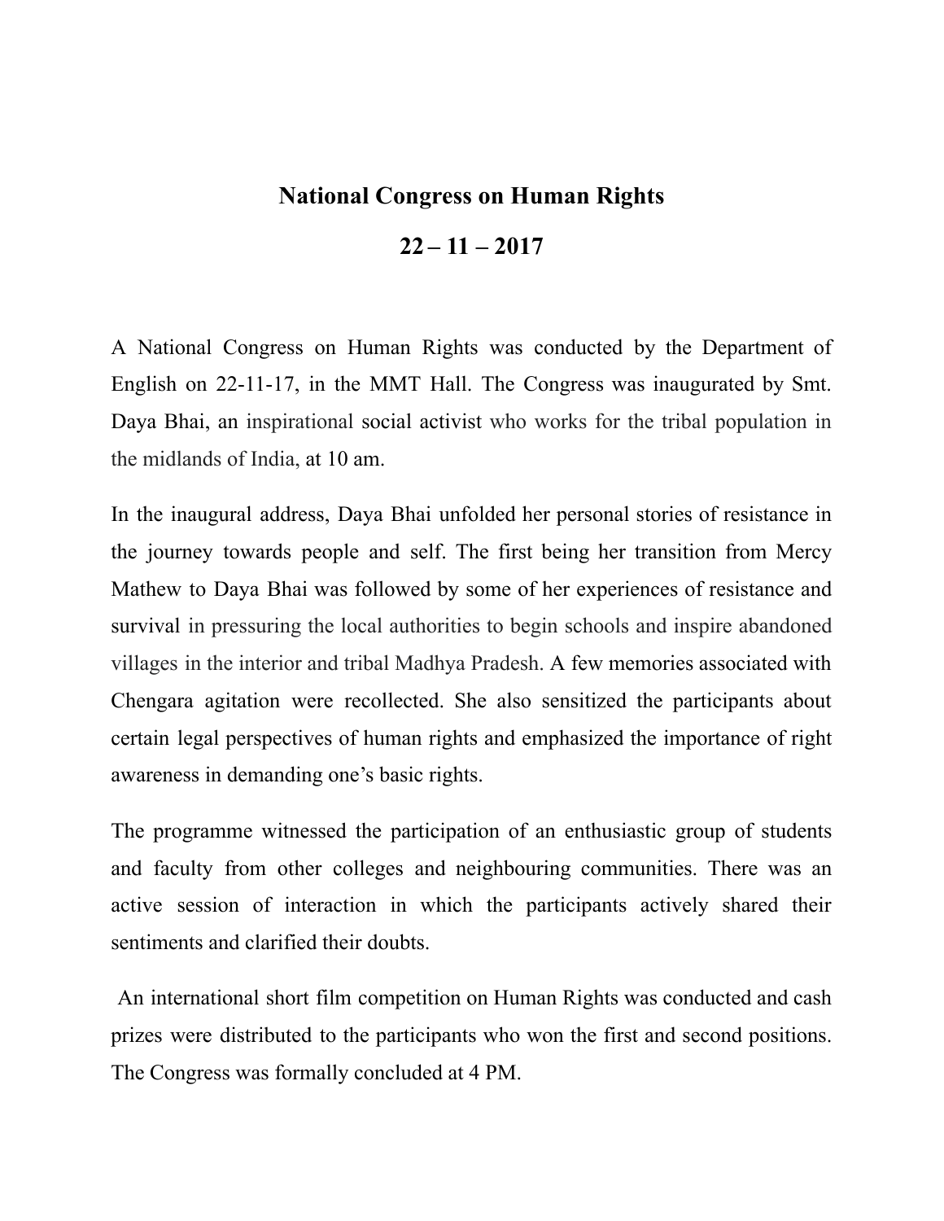# National Congress on Human Rights

## 22 – 11 – 2017

A National Congress on Human Rights was conducted by the Department of English on 22-11-17, in the MMT Hall. The Congress was inaugurated by Smt. Daya Bhai, an inspirational social activist who works for the tribal population in the midlands of India, at 10 am.

In the inaugural address, Daya Bhai unfolded her personal stories of resistance in the journey towards people and self. The first being her transition from Mercy Mathew to Daya Bhai was followed by some of her experiences of resistance and survival in pressuring the local authorities to begin schools and inspire abandoned villages in the interior and tribal Madhya Pradesh. A few memories associated with Chengara agitation were recollected. She also sensitized the participants about certain legal perspectives of human rights and emphasized the importance of right awareness in demanding one's basic rights.

The programme witnessed the participation of an enthusiastic group of students and faculty from other colleges and neighbouring communities. There was an active session of interaction in which the participants actively shared their sentiments and clarified their doubts.

An international short film competition on Human Rights was conducted and cash prizes were distributed to the participants who won the first and second positions. The Congress was formally concluded at 4 PM.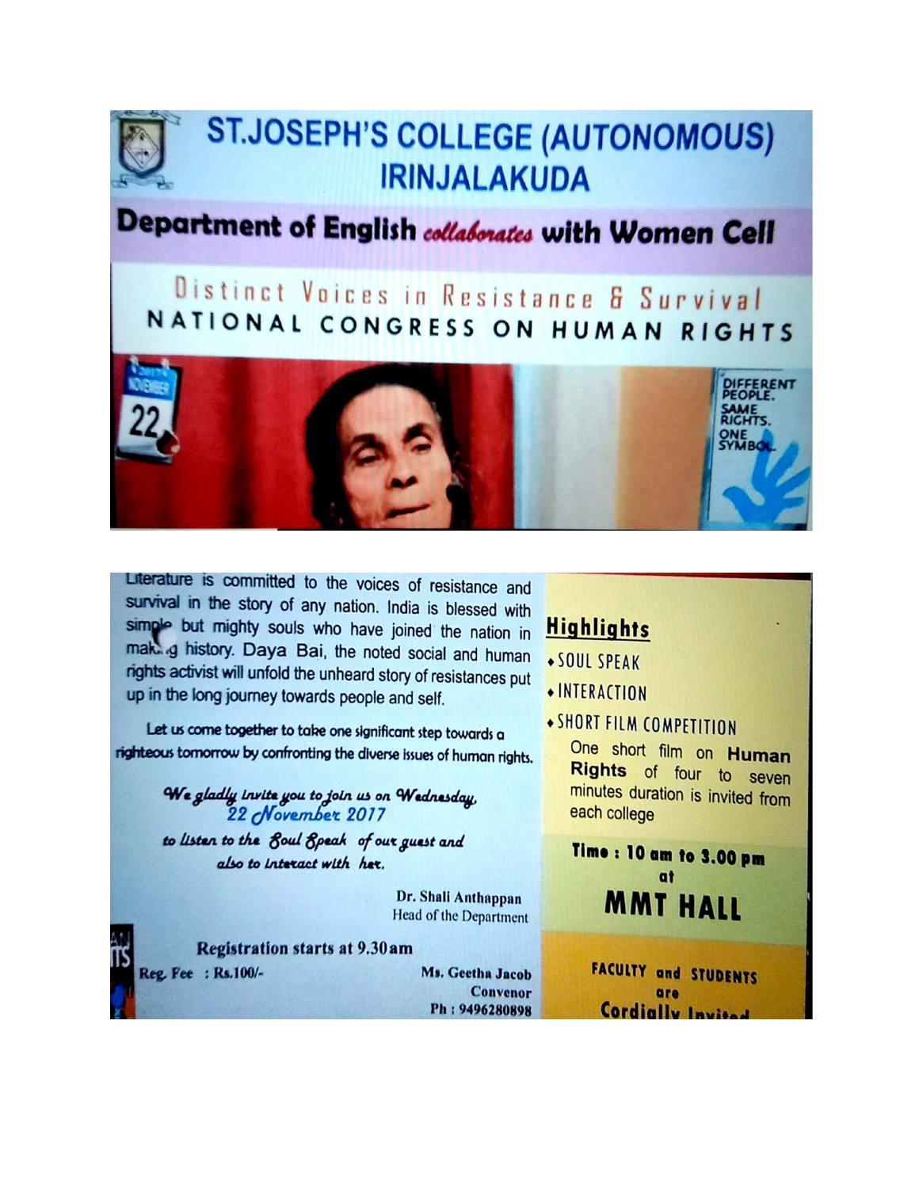# ST.JOSEPH'S COLLEGE (AUTONOMOUS) IRINJALAKUDA

## Department of English *collaborates* with Women Cell

### Distinct Voices in Resistance & Survival

### NATIONAL CONGRESS ON HUMAN RIGHTS

NOVEMBER 22

DIFFERENT PEOPLE. SAME RIGHTS. ONE SYMBOL.

Literature is committed to the voices of resistance and survival in the story of any nation. India is blessed with simple but mighty souls who have joined the nation in making history. Daya Bai, the noted social and human rights activist will unfold the unheard story of resistances put up in the long journey towards people and self.

Let us come together to take one significant step towards a righteous tomorrow by confronting the diverse issues of human rights.

*We gladly invite you to join us on Wednesday, 22 November 2017 to listen to the Soul Speak of our guest and also to interact with her.*

**Dr. Shali Anthappan**
Head of the Department

**Registration starts at 9.30am**

**Reg. Fee : Rs.100/-**

**Ms. Geetha Jacob**
**Convenor**
**Ph : 9496280898**

## Highlights

- SOUL SPEAK
- INTERACTION
- SHORT FILM COMPETITION

One short film on **Human Rights** of four to seven minutes duration is invited from each college

**Time : 10 am to 3.00 pm**
**at**
**MMT HALL**

**FACULTY and STUDENTS are Cordially Invited**